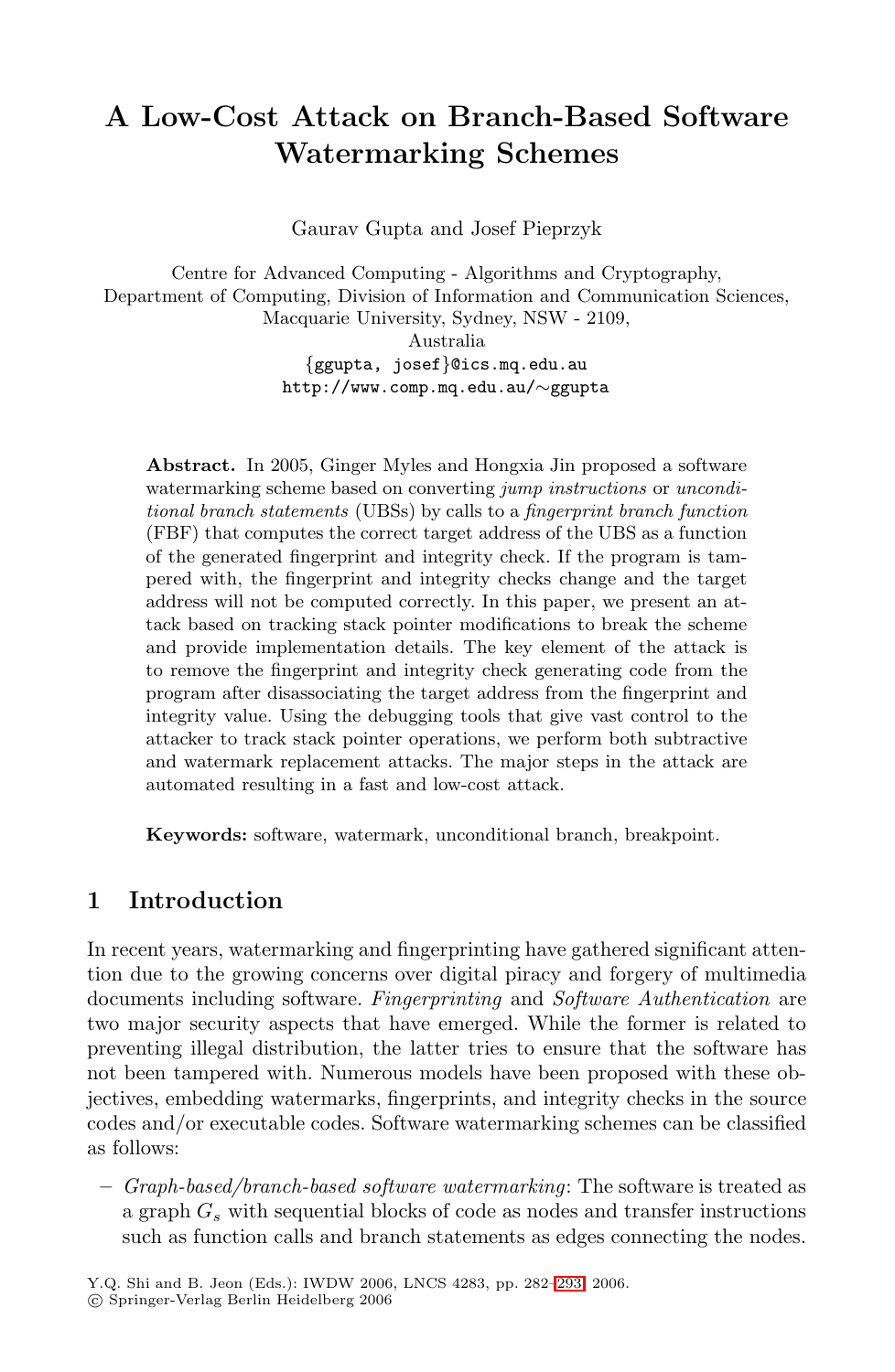# A Low-Cost Attack on Branch-Based Software Watermarking Schemes

Gaurav Gupta and Josef Pieprzyk

Centre for Advanced Computing - Algorithms and Cryptography,
Department of Computing, Division of Information and Communication Sciences,
Macquarie University, Sydney, NSW - 2109,
Australia
{ggupta, josef}@ics.mq.edu.au
http://www.comp.mq.edu.au/∼ggupta

**Abstract.** In 2005, Ginger Myles and Hongxia Jin proposed a software watermarking scheme based on converting *jump instructions* or *unconditional branch statements* (UBSs) by calls to a *fingerprint branch function* (FBF) that computes the correct target address of the UBS as a function of the generated fingerprint and integrity check. If the program is tampered with, the fingerprint and integrity checks change and the target address will not be computed correctly. In this paper, we present an attack based on tracking stack pointer modifications to break the scheme and provide implementation details. The key element of the attack is to remove the fingerprint and integrity check generating code from the program after disassociating the target address from the fingerprint and integrity value. Using the debugging tools that give vast control to the attacker to track stack pointer operations, we perform both subtractive and watermark replacement attacks. The major steps in the attack are automated resulting in a fast and low-cost attack.

**Keywords:** software, watermark, unconditional branch, breakpoint.

## 1 Introduction

In recent years, watermarking and fingerprinting have gathered significant attention due to the growing concerns over digital piracy and forgery of multimedia documents including software. *Fingerprinting* and *Software Authentication* are two major security aspects that have emerged. While the former is related to preventing illegal distribution, the latter tries to ensure that the software has not been tampered with. Numerous models have been proposed with these objectives, embedding watermarks, fingerprints, and integrity checks in the source codes and/or executable codes. Software watermarking schemes can be classified as follows:

– *Graph-based/branch-based software watermarking*: The software is treated as a graph $G_s$ with sequential blocks of code as nodes and transfer instructions such as function calls and branch statements as edges connecting the nodes.

Y.Q. Shi and B. Jeon (Eds.): IWDW 2006, LNCS 4283, pp. 282–293, 2006.
© Springer-Verlag Berlin Heidelberg 2006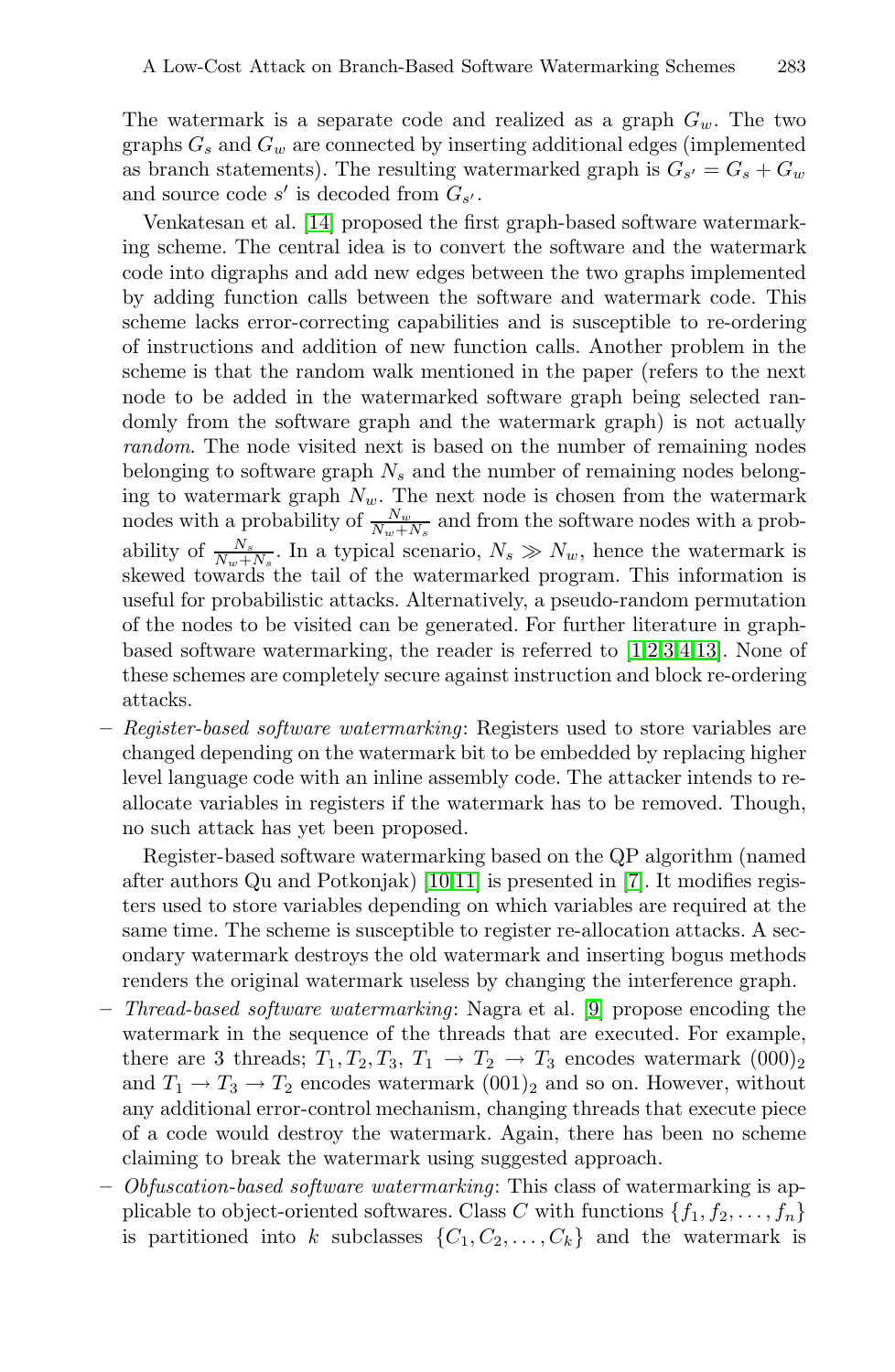The watermark is a separate code and realized as a graph $G_w$. The two graphs $G_s$ and $G_w$ are connected by inserting additional edges (implemented as branch statements). The resulting watermarked graph is $G_{s'} = G_s + G_w$ and source code $s'$ is decoded from $G_{s'}$.

Venkatesan et al. [14] proposed the first graph-based software watermarking scheme. The central idea is to convert the software and the watermark code into digraphs and add new edges between the two graphs implemented by adding function calls between the software and watermark code. This scheme lacks error-correcting capabilities and is susceptible to re-ordering of instructions and addition of new function calls. Another problem in the scheme is that the random walk mentioned in the paper (refers to the next node to be added in the watermarked software graph being selected randomly from the software graph and the watermark graph) is not actually *random*. The node visited next is based on the number of remaining nodes belonging to software graph $N_s$ and the number of remaining nodes belonging to watermark graph $N_w$. The next node is chosen from the watermark nodes with a probability of $\frac{N_w}{N_w+N_s}$ and from the software nodes with a probability of $\frac{N_s}{N_w+N_s}$. In a typical scenario, $N_s \gg N_w$, hence the watermark is skewed towards the tail of the watermarked program. This information is useful for probabilistic attacks. Alternatively, a pseudo-random permutation of the nodes to be visited can be generated. For further literature in graph-based software watermarking, the reader is referred to [1,2,3,4,13]. None of these schemes are completely secure against instruction and block re-ordering attacks.

- *Register-based software watermarking*: Registers used to store variables are changed depending on the watermark bit to be embedded by replacing higher level language code with an inline assembly code. The attacker intends to re-allocate variables in registers if the watermark has to be removed. Though, no such attack has yet been proposed.

  Register-based software watermarking based on the QP algorithm (named after authors Qu and Potkonjak) [10,11] is presented in [7]. It modifies registers used to store variables depending on which variables are required at the same time. The scheme is susceptible to register re-allocation attacks. A secondary watermark destroys the old watermark and inserting bogus methods renders the original watermark useless by changing the interference graph.
- *Thread-based software watermarking*: Nagra et al. [9] propose encoding the watermark in the sequence of the threads that are executed. For example, there are 3 threads; $T_1, T_2, T_3$, $T_1 \rightarrow T_2 \rightarrow T_3$ encodes watermark $(000)_2$ and $T_1 \rightarrow T_3 \rightarrow T_2$ encodes watermark $(001)_2$ and so on. However, without any additional error-control mechanism, changing threads that execute piece of a code would destroy the watermark. Again, there has been no scheme claiming to break the watermark using suggested approach.
- *Obfuscation-based software watermarking*: This class of watermarking is applicable to object-oriented softwares. Class $C$ with functions $\{f_1, f_2, \ldots, f_n\}$ is partitioned into $k$ subclasses $\{C_1, C_2, \ldots, C_k\}$ and the watermark is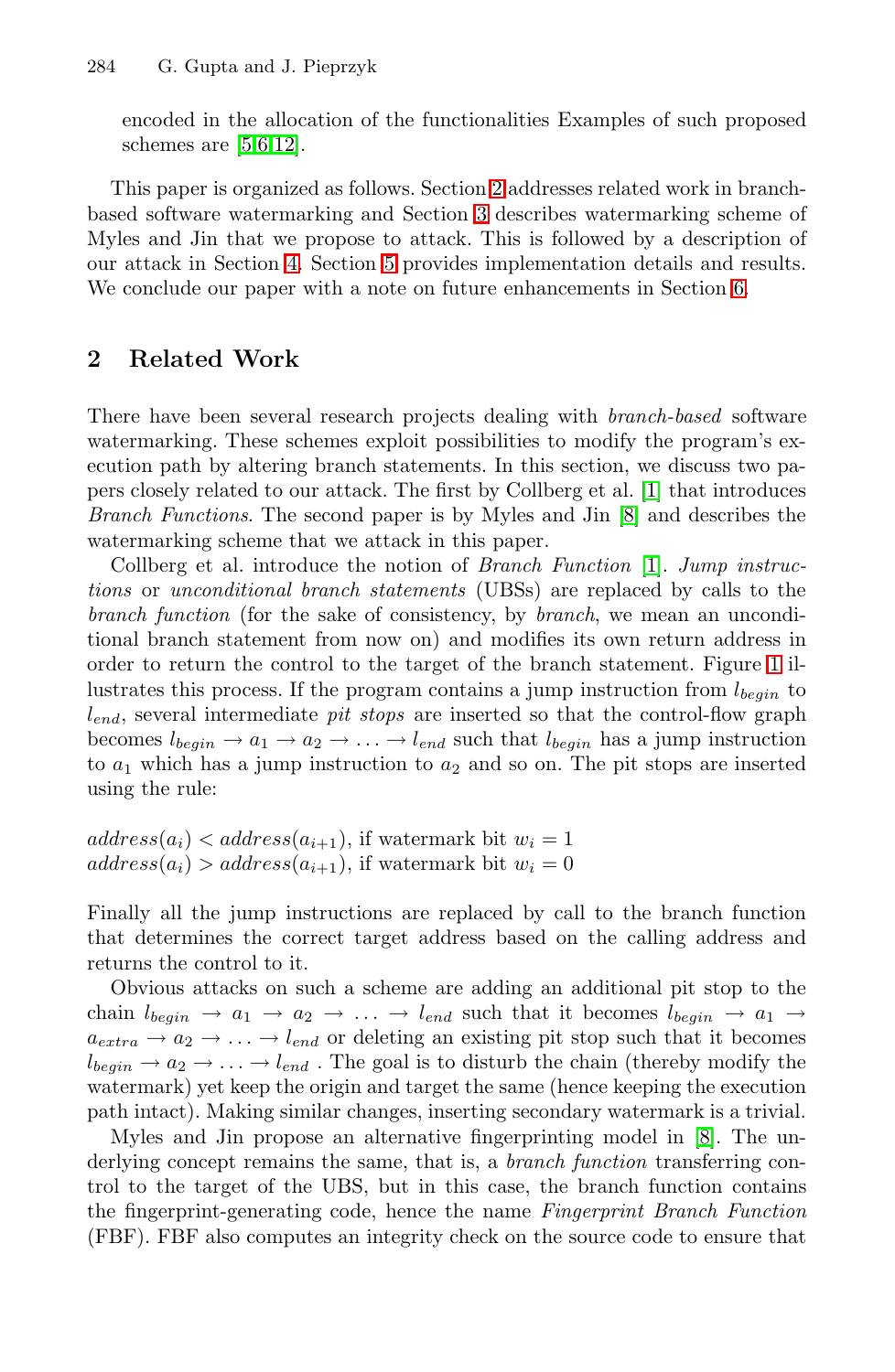encoded in the allocation of the functionalities Examples of such proposed schemes are [5,6,12].

This paper is organized as follows. Section 2 addresses related work in branch-based software watermarking and Section 3 describes watermarking scheme of Myles and Jin that we propose to attack. This is followed by a description of our attack in Section 4. Section 5 provides implementation details and results. We conclude our paper with a note on future enhancements in Section 6.

## 2 Related Work

There have been several research projects dealing with *branch-based* software watermarking. These schemes exploit possibilities to modify the program's execution path by altering branch statements. In this section, we discuss two papers closely related to our attack. The first by Collberg et al. [1] that introduces *Branch Functions*. The second paper is by Myles and Jin [8] and describes the watermarking scheme that we attack in this paper.

Collberg et al. introduce the notion of *Branch Function* [1]. *Jump instructions* or *unconditional branch statements* (UBSs) are replaced by calls to the *branch function* (for the sake of consistency, by *branch*, we mean an unconditional branch statement from now on) and modifies its own return address in order to return the control to the target of the branch statement. Figure 1 illustrates this process. If the program contains a jump instruction from $l_{begin}$ to $l_{end}$, several intermediate *pit stops* are inserted so that the control-flow graph becomes $l_{begin} \rightarrow a_1 \rightarrow a_2 \rightarrow \ldots \rightarrow l_{end}$ such that $l_{begin}$ has a jump instruction to $a_1$ which has a jump instruction to $a_2$ and so on. The pit stops are inserted using the rule:

$$
\begin{aligned}
&address(a_i) < address(a_{i+1}), \text{ if watermark bit } w_i = 1 \\
&address(a_i) > address(a_{i+1}), \text{ if watermark bit } w_i = 0
\end{aligned}
$$

Finally all the jump instructions are replaced by call to the branch function that determines the correct target address based on the calling address and returns the control to it.

Obvious attacks on such a scheme are adding an additional pit stop to the chain $l_{begin} \rightarrow a_1 \rightarrow a_2 \rightarrow \ldots \rightarrow l_{end}$ such that it becomes $l_{begin} \rightarrow a_1 \rightarrow a_{extra} \rightarrow a_2 \rightarrow \ldots \rightarrow l_{end}$ or deleting an existing pit stop such that it becomes $l_{begin} \rightarrow a_2 \rightarrow \ldots \rightarrow l_{end}$ . The goal is to disturb the chain (thereby modify the watermark) yet keep the origin and target the same (hence keeping the execution path intact). Making similar changes, inserting secondary watermark is a trivial.

Myles and Jin propose an alternative fingerprinting model in [8]. The underlying concept remains the same, that is, a *branch function* transferring control to the target of the UBS, but in this case, the branch function contains the fingerprint-generating code, hence the name *Fingerprint Branch Function* (FBF). FBF also computes an integrity check on the source code to ensure that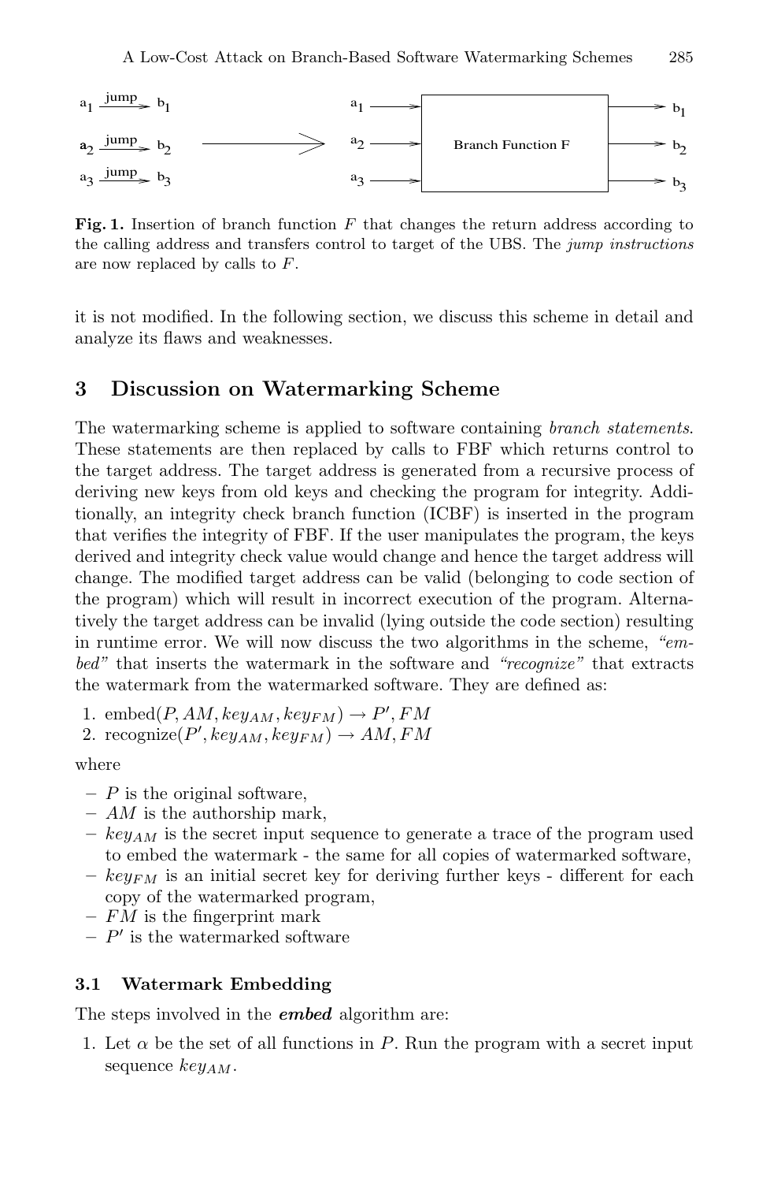**Fig. 1.** Insertion of branch function $F$ that changes the return address according to the calling address and transfers control to target of the UBS. The *jump instructions* are now replaced by calls to $F$.

it is not modified. In the following section, we discuss this scheme in detail and analyze its flaws and weaknesses.

## 3 Discussion on Watermarking Scheme

The watermarking scheme is applied to software containing *branch statements*. These statements are then replaced by calls to FBF which returns control to the target address. The target address is generated from a recursive process of deriving new keys from old keys and checking the program for integrity. Additionally, an integrity check branch function (ICBF) is inserted in the program that verifies the integrity of FBF. If the user manipulates the program, the keys derived and integrity check value would change and hence the target address will change. The modified target address can be valid (belonging to code section of the program) which will result in incorrect execution of the program. Alternatively the target address can be invalid (lying outside the code section) resulting in runtime error. We will now discuss the two algorithms in the scheme, *"embed"* that inserts the watermark in the software and *"recognize"* that extracts the watermark from the watermarked software. They are defined as:

1. embed$(P, AM, key_{AM}, key_{FM}) \rightarrow P', FM$
2. recognize$(P', key_{AM}, key_{FM}) \rightarrow AM, FM$

where

- $P$ is the original software,
- $AM$ is the authorship mark,
- $key_{AM}$ is the secret input sequence to generate a trace of the program used to embed the watermark - the same for all copies of watermarked software,
- $key_{FM}$ is an initial secret key for deriving further keys - different for each copy of the watermarked program,
- $FM$ is the fingerprint mark
- $P'$ is the watermarked software

### 3.1 Watermark Embedding

The steps involved in the ***embed*** algorithm are:

1. Let $\alpha$ be the set of all functions in $P$. Run the program with a secret input sequence $key_{AM}$.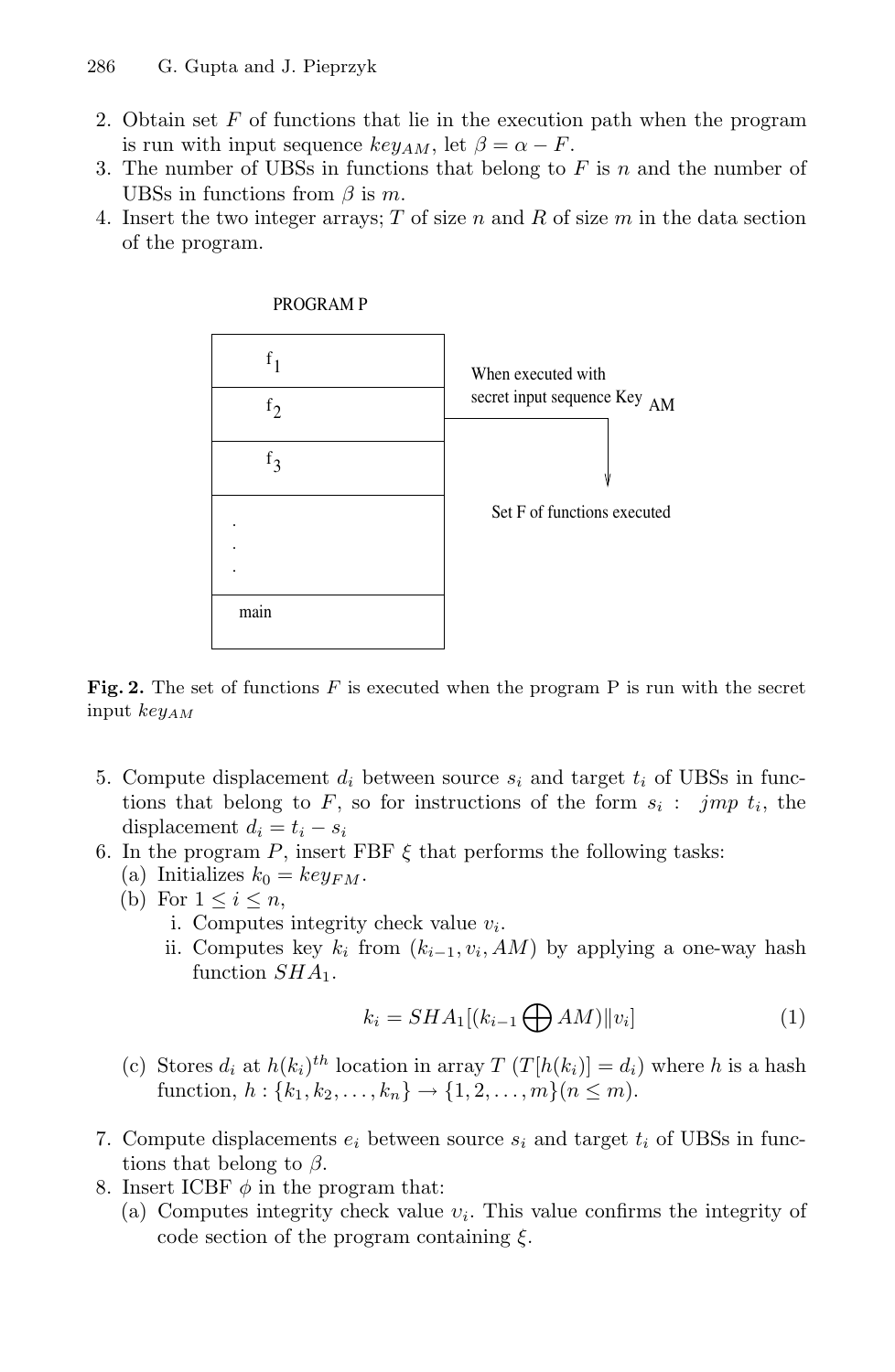2. Obtain set $F$ of functions that lie in the execution path when the program is run with input sequence $key_{AM}$, let $\beta = \alpha - F$.
3. The number of UBSs in functions that belong to $F$ is $n$ and the number of UBSs in functions from $\beta$ is $m$.
4. Insert the two integer arrays; $T$ of size $n$ and $R$ of size $m$ in the data section of the program.

PROGRAM P

| |
|---|
| $f_1$ |
| $f_2$ |
| $f_3$ |
| . . . |
| main |

When executed with secret input sequence Key $_{AM}$ → Set F of functions executed

**Fig. 2.** The set of functions $F$ is executed when the program P is run with the secret input $key_{AM}$

5. Compute displacement $d_i$ between source $s_i$ and target $t_i$ of UBSs in functions that belong to $F$, so for instructions of the form $s_i$ : $jmp\ t_i$, the displacement $d_i = t_i - s_i$
6. In the program $P$, insert FBF $\xi$ that performs the following tasks:
   (a) Initializes $k_0 = key_{FM}$.
   (b) For $1 \leq i \leq n$,
      i. Computes integrity check value $v_i$.
      ii. Computes key $k_i$ from $(k_{i-1}, v_i, AM)$ by applying a one-way hash function $SHA_1$.

$$k_i = SHA_1[(k_{i-1} \bigoplus AM) \| v_i] \tag{1}$$

   (c) Stores $d_i$ at $h(k_i)^{th}$ location in array $T$ ($T[h(k_i)] = d_i$) where $h$ is a hash function, $h : \{k_1, k_2, \ldots, k_n\} \rightarrow \{1, 2, \ldots, m\} (n \leq m)$.

7. Compute displacements $e_i$ between source $s_i$ and target $t_i$ of UBSs in functions that belong to $\beta$.
8. Insert ICBF $\phi$ in the program that:
   (a) Computes integrity check value $v_i$. This value confirms the integrity of code section of the program containing $\xi$.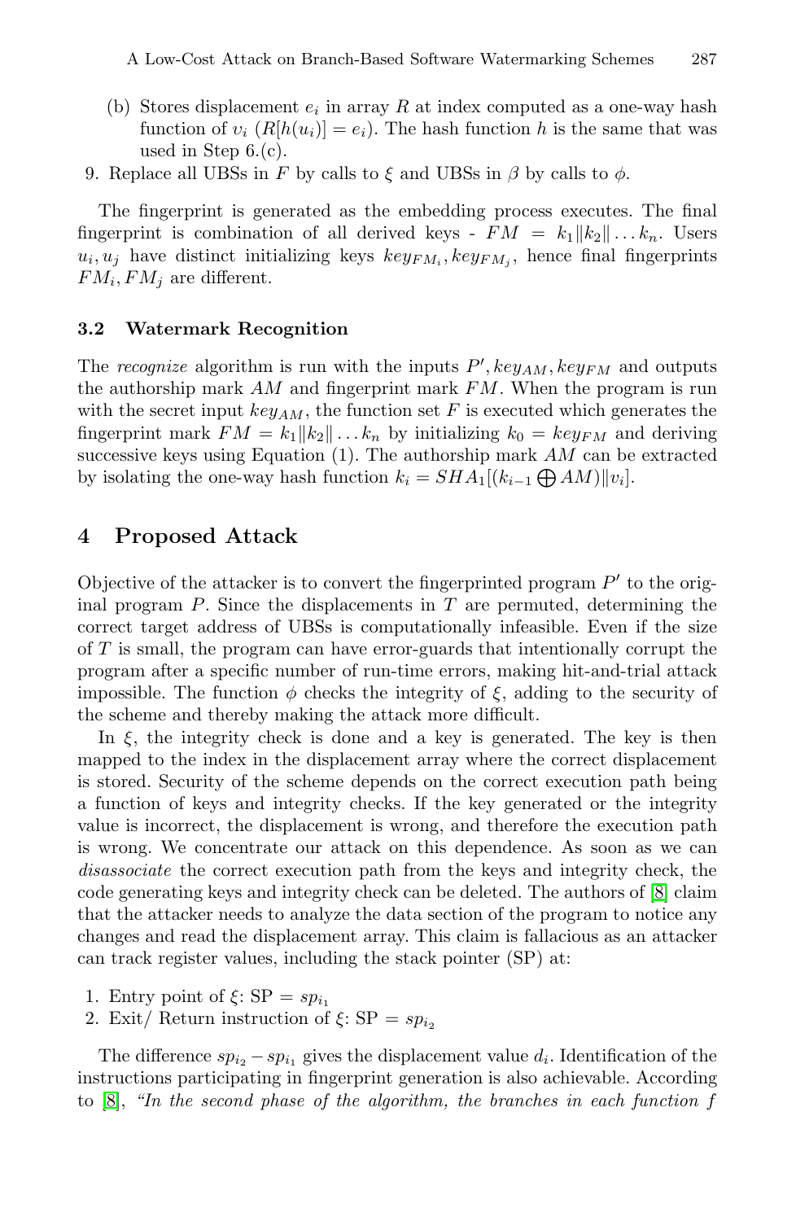(b) Stores displacement $e_i$ in array $R$ at index computed as a one-way hash function of $v_i$ ($R[h(u_i)] = e_i$). The hash function $h$ is the same that was used in Step 6.(c).

9. Replace all UBSs in $F$ by calls to $\xi$ and UBSs in $\beta$ by calls to $\phi$.

The fingerprint is generated as the embedding process executes. The final fingerprint is combination of all derived keys - $FM = k_1 \| k_2 \| \dots k_n$. Users $u_i, u_j$ have distinct initializing keys $key_{FM_i}, key_{FM_j}$, hence final fingerprints $FM_i, FM_j$ are different.

### 3.2 Watermark Recognition

The *recognize* algorithm is run with the inputs $P', key_{AM}, key_{FM}$ and outputs the authorship mark $AM$ and fingerprint mark $FM$. When the program is run with the secret input $key_{AM}$, the function set $F$ is executed which generates the fingerprint mark $FM = k_1 \| k_2 \| \dots k_n$ by initializing $k_0 = key_{FM}$ and deriving successive keys using Equation (1). The authorship mark $AM$ can be extracted by isolating the one-way hash function $k_i = SHA_1[(k_{i-1} \bigoplus AM) \| v_i]$.

## 4 Proposed Attack

Objective of the attacker is to convert the fingerprinted program $P'$ to the original program $P$. Since the displacements in $T$ are permuted, determining the correct target address of UBSs is computationally infeasible. Even if the size of $T$ is small, the program can have error-guards that intentionally corrupt the program after a specific number of run-time errors, making hit-and-trial attack impossible. The function $\phi$ checks the integrity of $\xi$, adding to the security of the scheme and thereby making the attack more difficult.

In $\xi$, the integrity check is done and a key is generated. The key is then mapped to the index in the displacement array where the correct displacement is stored. Security of the scheme depends on the correct execution path being a function of keys and integrity checks. If the key generated or the integrity value is incorrect, the displacement is wrong, and therefore the execution path is wrong. We concentrate our attack on this dependence. As soon as we can *disassociate* the correct execution path from the keys and integrity check, the code generating keys and integrity check can be deleted. The authors of [8] claim that the attacker needs to analyze the data section of the program to notice any changes and read the displacement array. This claim is fallacious as an attacker can track register values, including the stack pointer (SP) at:

1. Entry point of $\xi$: SP = $sp_{i_1}$
2. Exit/ Return instruction of $\xi$: SP = $sp_{i_2}$

The difference $sp_{i_2} - sp_{i_1}$ gives the displacement value $d_i$. Identification of the instructions participating in fingerprint generation is also achievable. According to [8], *"In the second phase of the algorithm, the branches in each function f*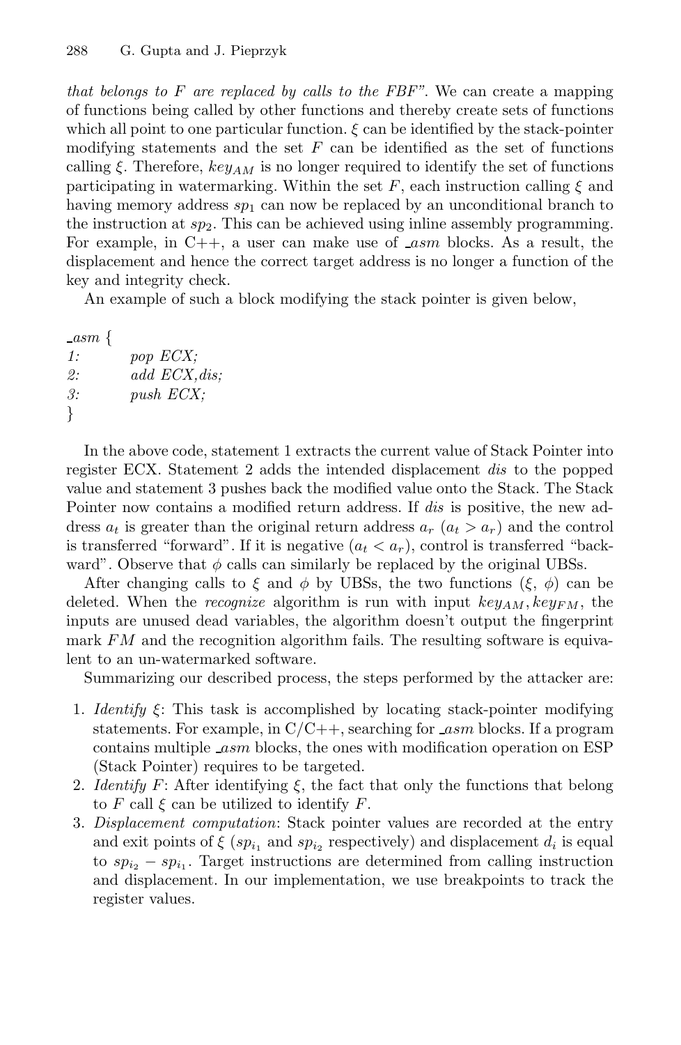*that belongs to F are replaced by calls to the FBF"*. We can create a mapping of functions being called by other functions and thereby create sets of functions which all point to one particular function. $\xi$ can be identified by the stack-pointer modifying statements and the set $F$ can be identified as the set of functions calling $\xi$. Therefore, $key_{AM}$ is no longer required to identify the set of functions participating in watermarking. Within the set $F$, each instruction calling $\xi$ and having memory address $sp_1$ can now be replaced by an unconditional branch to the instruction at $sp_2$. This can be achieved using inline assembly programming. For example, in C++, a user can make use of *_asm* blocks. As a result, the displacement and hence the correct target address is no longer a function of the key and integrity check.

An example of such a block modifying the stack pointer is given below,

```
_asm {
1:      pop ECX;
2:      add ECX,dis;
3:      push ECX;
}
```

In the above code, statement 1 extracts the current value of Stack Pointer into register ECX. Statement 2 adds the intended displacement *dis* to the popped value and statement 3 pushes back the modified value onto the Stack. The Stack Pointer now contains a modified return address. If *dis* is positive, the new address $a_t$ is greater than the original return address $a_r$ ($a_t > a_r$) and the control is transferred "forward". If it is negative ($a_t < a_r$), control is transferred "backward". Observe that $\phi$ calls can similarly be replaced by the original UBSs.

After changing calls to $\xi$ and $\phi$ by UBSs, the two functions ($\xi$, $\phi$) can be deleted. When the *recognize* algorithm is run with input $key_{AM}, key_{FM}$, the inputs are unused dead variables, the algorithm doesn't output the fingerprint mark $FM$ and the recognition algorithm fails. The resulting software is equivalent to an un-watermarked software.

Summarizing our described process, the steps performed by the attacker are:

1. *Identify* $\xi$: This task is accomplished by locating stack-pointer modifying statements. For example, in C/C++, searching for *_asm* blocks. If a program contains multiple *_asm* blocks, the ones with modification operation on ESP (Stack Pointer) requires to be targeted.
2. *Identify* $F$: After identifying $\xi$, the fact that only the functions that belong to $F$ call $\xi$ can be utilized to identify $F$.
3. *Displacement computation*: Stack pointer values are recorded at the entry and exit points of $\xi$ ($sp_{i_1}$ and $sp_{i_2}$ respectively) and displacement $d_i$ is equal to $sp_{i_2} - sp_{i_1}$. Target instructions are determined from calling instruction and displacement. In our implementation, we use breakpoints to track the register values.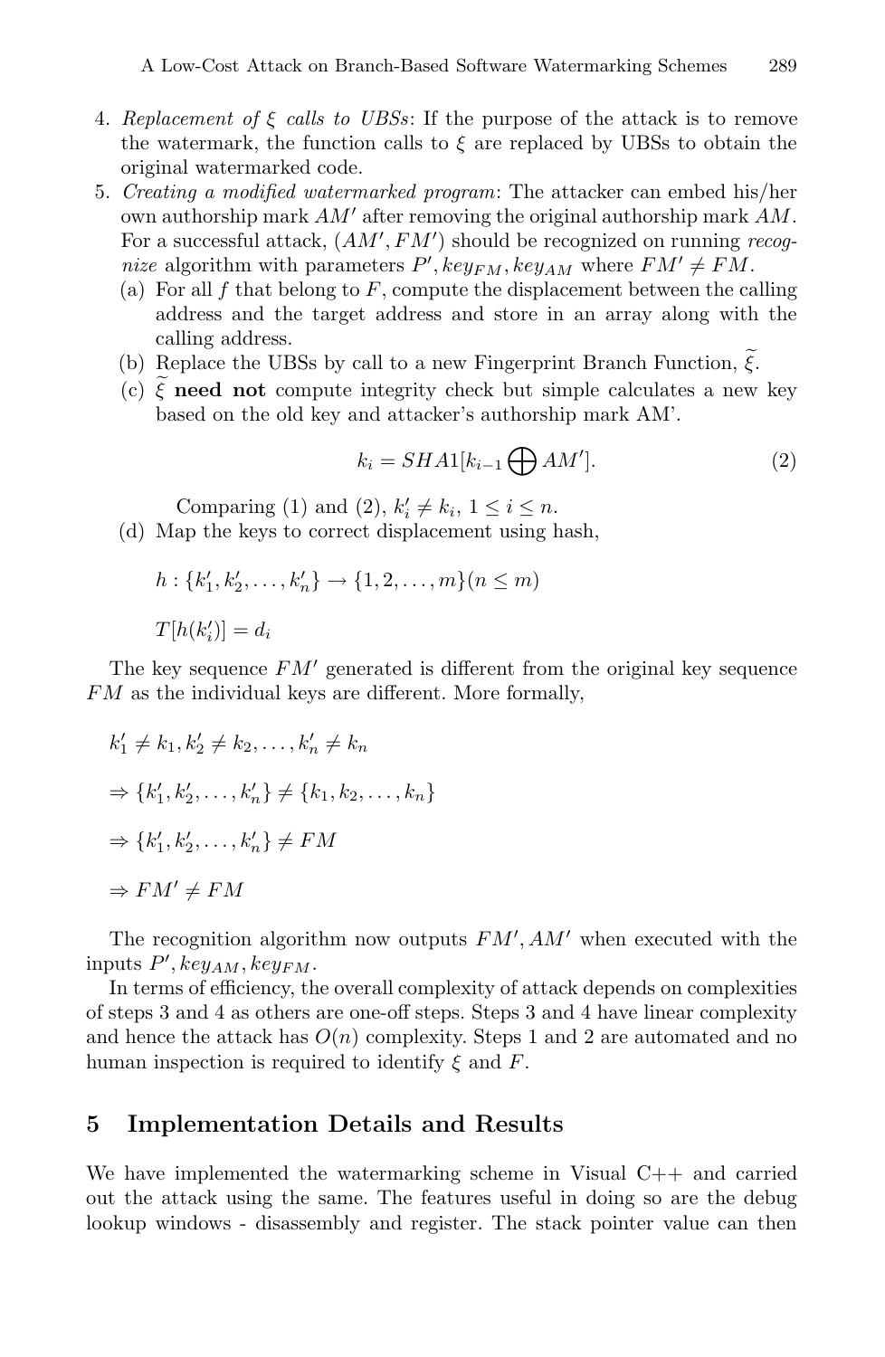4. *Replacement of $\xi$ calls to UBSs*: If the purpose of the attack is to remove the watermark, the function calls to $\xi$ are replaced by UBSs to obtain the original watermarked code.
5. *Creating a modified watermarked program*: The attacker can embed his/her own authorship mark $AM'$ after removing the original authorship mark $AM$. For a successful attack, $(AM', FM')$ should be recognized on running *recognize* algorithm with parameters $P', key_{FM}, key_{AM}$ where $FM' \neq FM$.
   (a) For all $f$ that belong to $F$, compute the displacement between the calling address and the target address and store in an array along with the calling address.
   (b) Replace the UBSs by call to a new Fingerprint Branch Function, $\widetilde{\xi}$.
   (c) $\widetilde{\xi}$ **need not** compute integrity check but simple calculates a new key based on the old key and attacker's authorship mark AM'.

$$k_i = SHA1[k_{i-1} \bigoplus AM']. \tag{2}$$

   Comparing (1) and (2), $k_i' \neq k_i$, $1 \leq i \leq n$.

   (d) Map the keys to correct displacement using hash,

$$h : \{k_1', k_2', \ldots, k_n'\} \rightarrow \{1, 2, \ldots, m\}(n \leq m)$$

$$T[h(k_i')] = d_i$$

The key sequence $FM'$ generated is different from the original key sequence $FM$ as the individual keys are different. More formally,

$$k_1' \neq k_1, k_2' \neq k_2, \ldots, k_n' \neq k_n$$

$$\Rightarrow \{k_1', k_2', \ldots, k_n'\} \neq \{k_1, k_2, \ldots, k_n\}$$

$$\Rightarrow \{k_1', k_2', \ldots, k_n'\} \neq FM$$

$$\Rightarrow FM' \neq FM$$

The recognition algorithm now outputs $FM', AM'$ when executed with the inputs $P', key_{AM}, key_{FM}$.

In terms of efficiency, the overall complexity of attack depends on complexities of steps 3 and 4 as others are one-off steps. Steps 3 and 4 have linear complexity and hence the attack has $O(n)$ complexity. Steps 1 and 2 are automated and no human inspection is required to identify $\xi$ and $F$.

## 5 Implementation Details and Results

We have implemented the watermarking scheme in Visual C++ and carried out the attack using the same. The features useful in doing so are the debug lookup windows - disassembly and register. The stack pointer value can then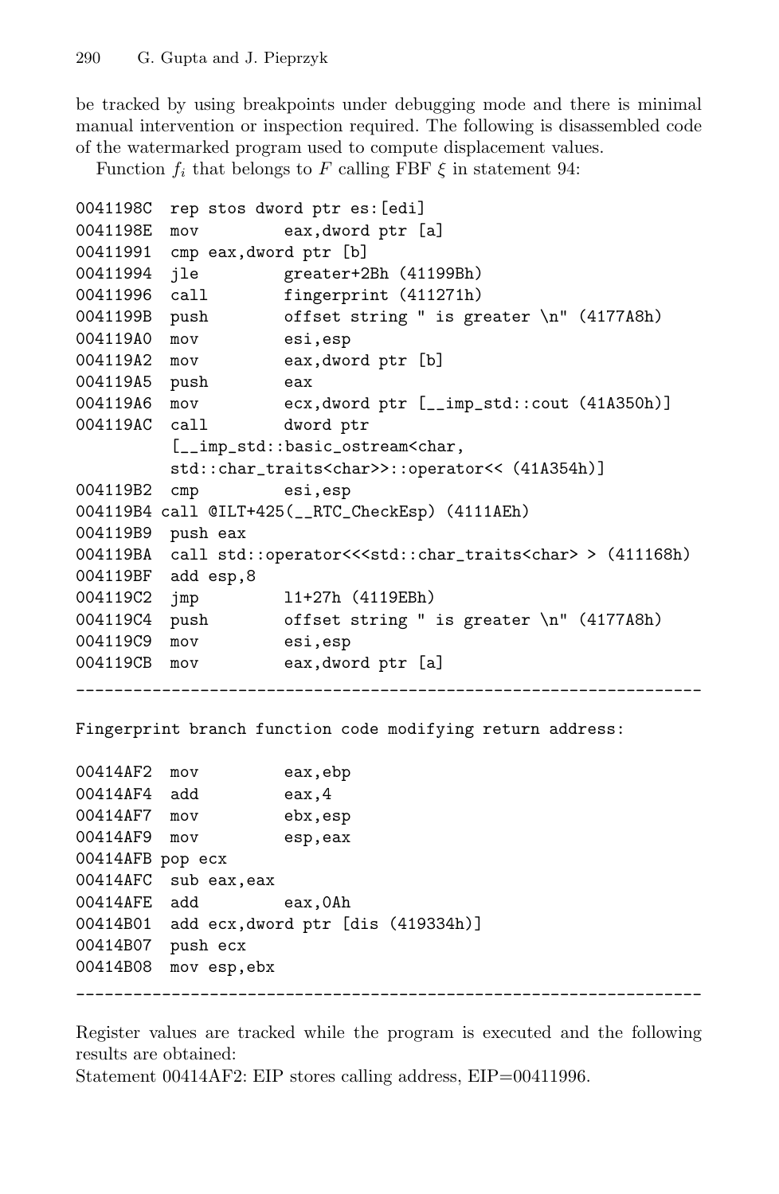be tracked by using breakpoints under debugging mode and there is minimal manual intervention or inspection required. The following is disassembled code of the watermarked program used to compute displacement values.

Function $f_i$ that belongs to $F$ calling FBF $\xi$ in statement 94:

```
0041198C  rep stos dword ptr es:[edi]
0041198E  mov         eax,dword ptr [a]
00411991  cmp eax,dword ptr [b]
00411994  jle         greater+2Bh (41199Bh)
00411996  call        fingerprint (411271h)
0041199B  push        offset string " is greater \n" (4177A8h)
004119A0  mov         esi,esp
004119A2  mov         eax,dword ptr [b]
004119A5  push        eax
004119A6  mov         ecx,dword ptr [__imp_std::cout (41A350h)]
004119AC  call        dword ptr
          [__imp_std::basic_ostream<char,
          std::char_traits<char>>::operator<< (41A354h)]
004119B2  cmp         esi,esp
004119B4 call @ILT+425(__RTC_CheckEsp) (4111AEh)
004119B9  push eax
004119BA  call std::operator<<<std::char_traits<char> > (411168h)
004119BF  add esp,8
004119C2  jmp         l1+27h (4119EBh)
004119C4  push        offset string " is greater \n" (4177A8h)
004119C9  mov         esi,esp
004119CB  mov         eax,dword ptr [a]
```

---

```
Fingerprint branch function code modifying return address:

00414AF2  mov         eax,ebp
00414AF4  add         eax,4
00414AF7  mov         ebx,esp
00414AF9  mov         esp,eax
00414AFB pop ecx
00414AFC  sub eax,eax
00414AFE  add         eax,0Ah
00414B01  add ecx,dword ptr [dis (419334h)]
00414B07  push ecx
00414B08  mov esp,ebx
```

---

Register values are tracked while the program is executed and the following results are obtained:

Statement 00414AF2: EIP stores calling address, EIP=00411996.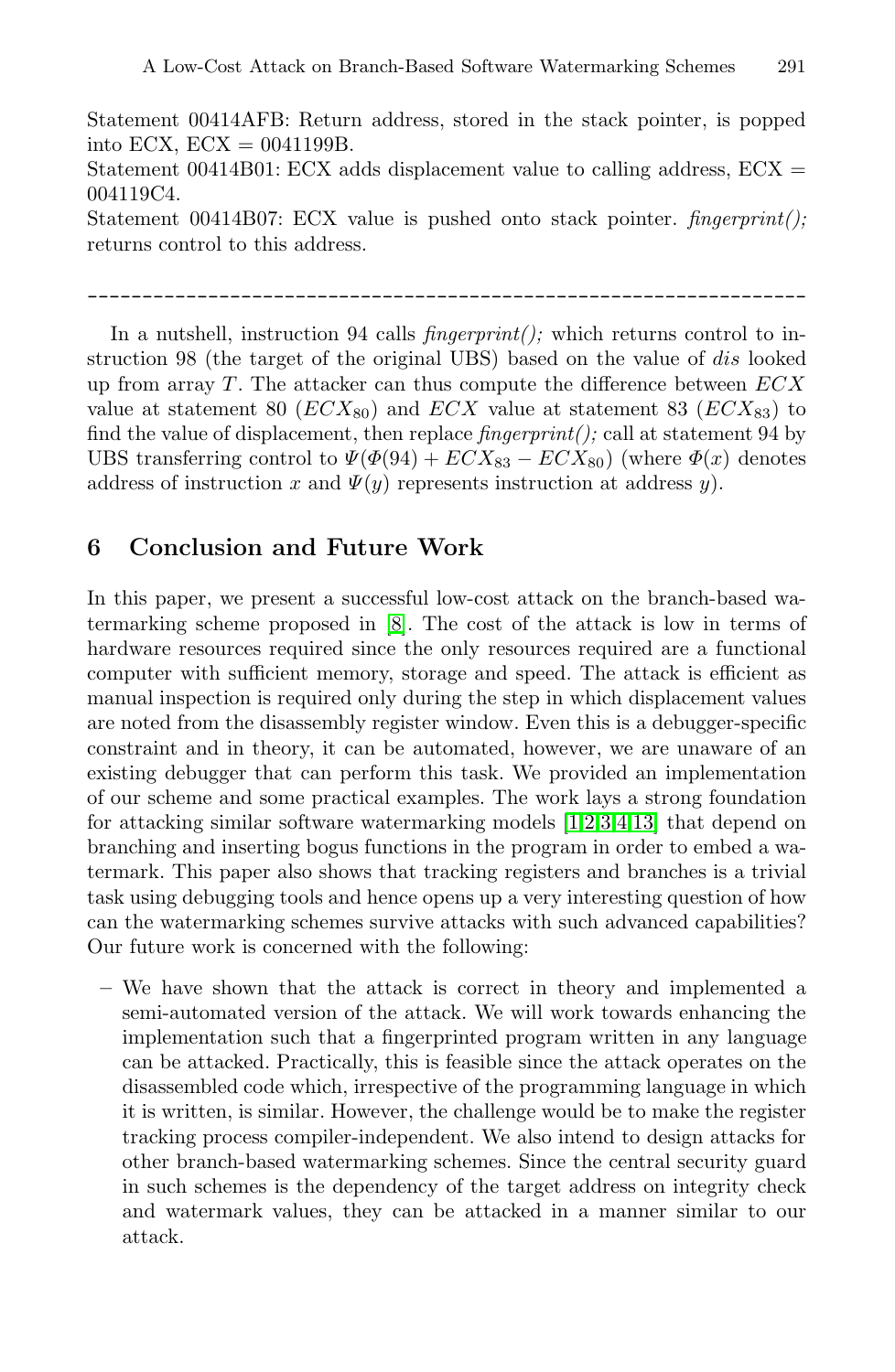Statement 00414AFB: Return address, stored in the stack pointer, is popped into ECX, ECX = 0041199B.
Statement 00414B01: ECX adds displacement value to calling address, ECX = 004119C4.
Statement 00414B07: ECX value is pushed onto stack pointer. *fingerprint();* returns control to this address.

---

In a nutshell, instruction 94 calls *fingerprint();* which returns control to instruction 98 (the target of the original UBS) based on the value of *dis* looked up from array $T$. The attacker can thus compute the difference between $ECX$ value at statement 80 ($ECX_{80}$) and $ECX$ value at statement 83 ($ECX_{83}$) to find the value of displacement, then replace *fingerprint();* call at statement 94 by UBS transferring control to $\Psi(\Phi(94) + ECX_{83} - ECX_{80})$ (where $\Phi(x)$ denotes address of instruction $x$ and $\Psi(y)$ represents instruction at address $y$).

## 6 Conclusion and Future Work

In this paper, we present a successful low-cost attack on the branch-based watermarking scheme proposed in [8]. The cost of the attack is low in terms of hardware resources required since the only resources required are a functional computer with sufficient memory, storage and speed. The attack is efficient as manual inspection is required only during the step in which displacement values are noted from the disassembly register window. Even this is a debugger-specific constraint and in theory, it can be automated, however, we are unaware of an existing debugger that can perform this task. We provided an implementation of our scheme and some practical examples. The work lays a strong foundation for attacking similar software watermarking models [1,2,3,4,13] that depend on branching and inserting bogus functions in the program in order to embed a watermark. This paper also shows that tracking registers and branches is a trivial task using debugging tools and hence opens up a very interesting question of how can the watermarking schemes survive attacks with such advanced capabilities? Our future work is concerned with the following:

- We have shown that the attack is correct in theory and implemented a semi-automated version of the attack. We will work towards enhancing the implementation such that a fingerprinted program written in any language can be attacked. Practically, this is feasible since the attack operates on the disassembled code which, irrespective of the programming language in which it is written, is similar. However, the challenge would be to make the register tracking process compiler-independent. We also intend to design attacks for other branch-based watermarking schemes. Since the central security guard in such schemes is the dependency of the target address on integrity check and watermark values, they can be attacked in a manner similar to our attack.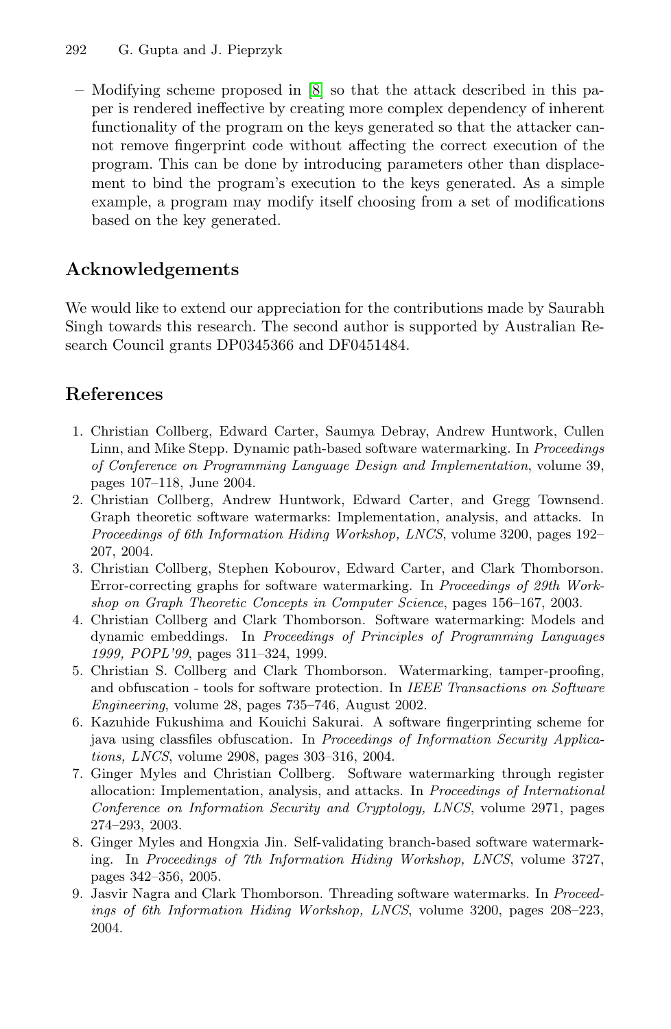– Modifying scheme proposed in [8] so that the attack described in this paper is rendered ineffective by creating more complex dependency of inherent functionality of the program on the keys generated so that the attacker cannot remove fingerprint code without affecting the correct execution of the program. This can be done by introducing parameters other than displacement to bind the program's execution to the keys generated. As a simple example, a program may modify itself choosing from a set of modifications based on the key generated.

## Acknowledgements

We would like to extend our appreciation for the contributions made by Saurabh Singh towards this research. The second author is supported by Australian Research Council grants DP0345366 and DF0451484.

## References

1. Christian Collberg, Edward Carter, Saumya Debray, Andrew Huntwork, Cullen Linn, and Mike Stepp. Dynamic path-based software watermarking. In *Proceedings of Conference on Programming Language Design and Implementation*, volume 39, pages 107–118, June 2004.
2. Christian Collberg, Andrew Huntwork, Edward Carter, and Gregg Townsend. Graph theoretic software watermarks: Implementation, analysis, and attacks. In *Proceedings of 6th Information Hiding Workshop, LNCS*, volume 3200, pages 192–207, 2004.
3. Christian Collberg, Stephen Kobourov, Edward Carter, and Clark Thomborson. Error-correcting graphs for software watermarking. In *Proceedings of 29th Workshop on Graph Theoretic Concepts in Computer Science*, pages 156–167, 2003.
4. Christian Collberg and Clark Thomborson. Software watermarking: Models and dynamic embeddings. In *Proceedings of Principles of Programming Languages 1999, POPL'99*, pages 311–324, 1999.
5. Christian S. Collberg and Clark Thomborson. Watermarking, tamper-proofing, and obfuscation - tools for software protection. In *IEEE Transactions on Software Engineering*, volume 28, pages 735–746, August 2002.
6. Kazuhide Fukushima and Kouichi Sakurai. A software fingerprinting scheme for java using classfiles obfuscation. In *Proceedings of Information Security Applications, LNCS*, volume 2908, pages 303–316, 2004.
7. Ginger Myles and Christian Collberg. Software watermarking through register allocation: Implementation, analysis, and attacks. In *Proceedings of International Conference on Information Security and Cryptology, LNCS*, volume 2971, pages 274–293, 2003.
8. Ginger Myles and Hongxia Jin. Self-validating branch-based software watermarking. In *Proceedings of 7th Information Hiding Workshop, LNCS*, volume 3727, pages 342–356, 2005.
9. Jasvir Nagra and Clark Thomborson. Threading software watermarks. In *Proceedings of 6th Information Hiding Workshop, LNCS*, volume 3200, pages 208–223, 2004.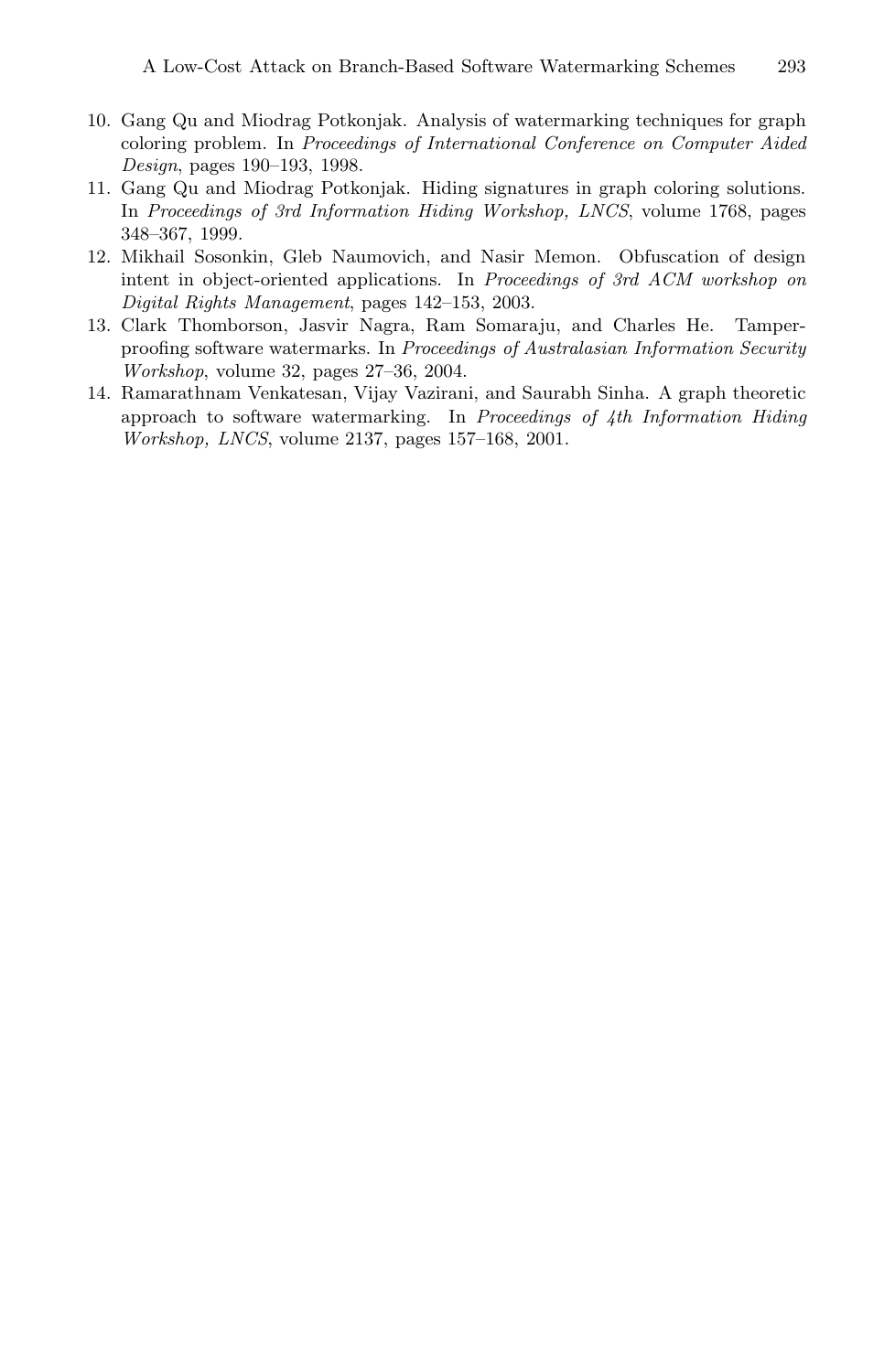10. Gang Qu and Miodrag Potkonjak. Analysis of watermarking techniques for graph coloring problem. In *Proceedings of International Conference on Computer Aided Design*, pages 190–193, 1998.
11. Gang Qu and Miodrag Potkonjak. Hiding signatures in graph coloring solutions. In *Proceedings of 3rd Information Hiding Workshop, LNCS*, volume 1768, pages 348–367, 1999.
12. Mikhail Sosonkin, Gleb Naumovich, and Nasir Memon. Obfuscation of design intent in object-oriented applications. In *Proceedings of 3rd ACM workshop on Digital Rights Management*, pages 142–153, 2003.
13. Clark Thomborson, Jasvir Nagra, Ram Somaraju, and Charles He. Tamper-proofing software watermarks. In *Proceedings of Australasian Information Security Workshop*, volume 32, pages 27–36, 2004.
14. Ramarathnam Venkatesan, Vijay Vazirani, and Saurabh Sinha. A graph theoretic approach to software watermarking. In *Proceedings of 4th Information Hiding Workshop, LNCS*, volume 2137, pages 157–168, 2001.